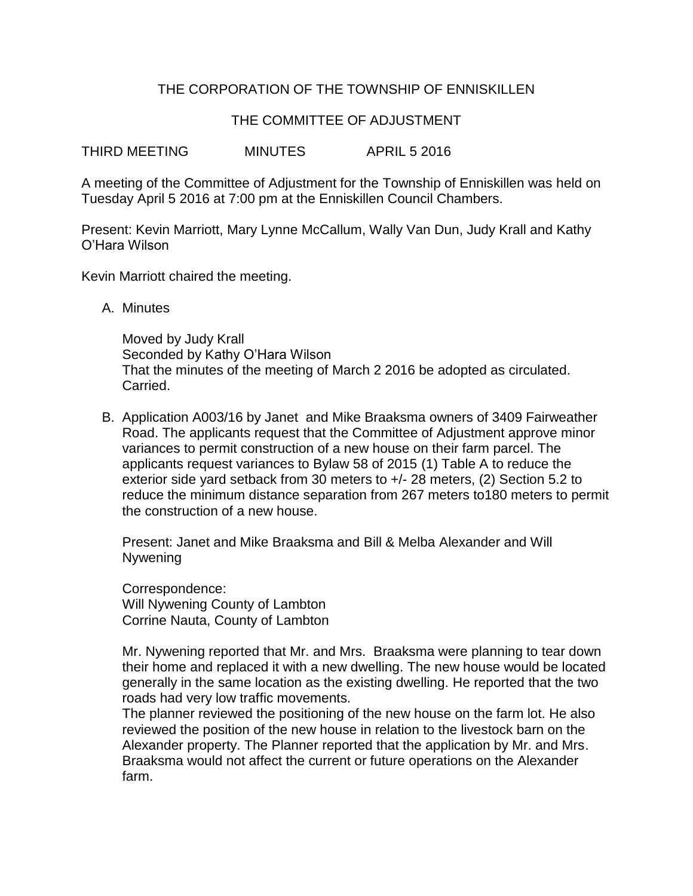THE CORPORATION OF THE TOWNSHIP OF ENNISKILLEN

THE COMMITTEE OF ADJUSTMENT

THIRD MEETING MINUTES APRIL 5 2016

A meeting of the Committee of Adjustment for the Township of Enniskillen was held on Tuesday April 5 2016 at 7:00 pm at the Enniskillen Council Chambers.

Present: Kevin Marriott, Mary Lynne McCallum, Wally Van Dun, Judy Krall and Kathy O'Hara Wilson

Kevin Marriott chaired the meeting.

A. Minutes

   Moved by Judy Krall
   Seconded by Kathy O'Hara Wilson
   That the minutes of the meeting of March 2 2016 be adopted as circulated.
   Carried.

B. Application A003/16 by Janet and Mike Braaksma owners of 3409 Fairweather Road. The applicants request that the Committee of Adjustment approve minor variances to permit construction of a new house on their farm parcel. The applicants request variances to Bylaw 58 of 2015 (1) Table A to reduce the exterior side yard setback from 30 meters to +/- 28 meters, (2) Section 5.2 to reduce the minimum distance separation from 267 meters to180 meters to permit the construction of a new house.

   Present: Janet and Mike Braaksma and Bill & Melba Alexander and Will Nywening

   Correspondence:
   Will Nywening County of Lambton
   Corrine Nauta, County of Lambton

   Mr. Nywening reported that Mr. and Mrs. Braaksma were planning to tear down their home and replaced it with a new dwelling. The new house would be located generally in the same location as the existing dwelling. He reported that the two roads had very low traffic movements.
   The planner reviewed the positioning of the new house on the farm lot. He also reviewed the position of the new house in relation to the livestock barn on the Alexander property. The Planner reported that the application by Mr. and Mrs. Braaksma would not affect the current or future operations on the Alexander farm.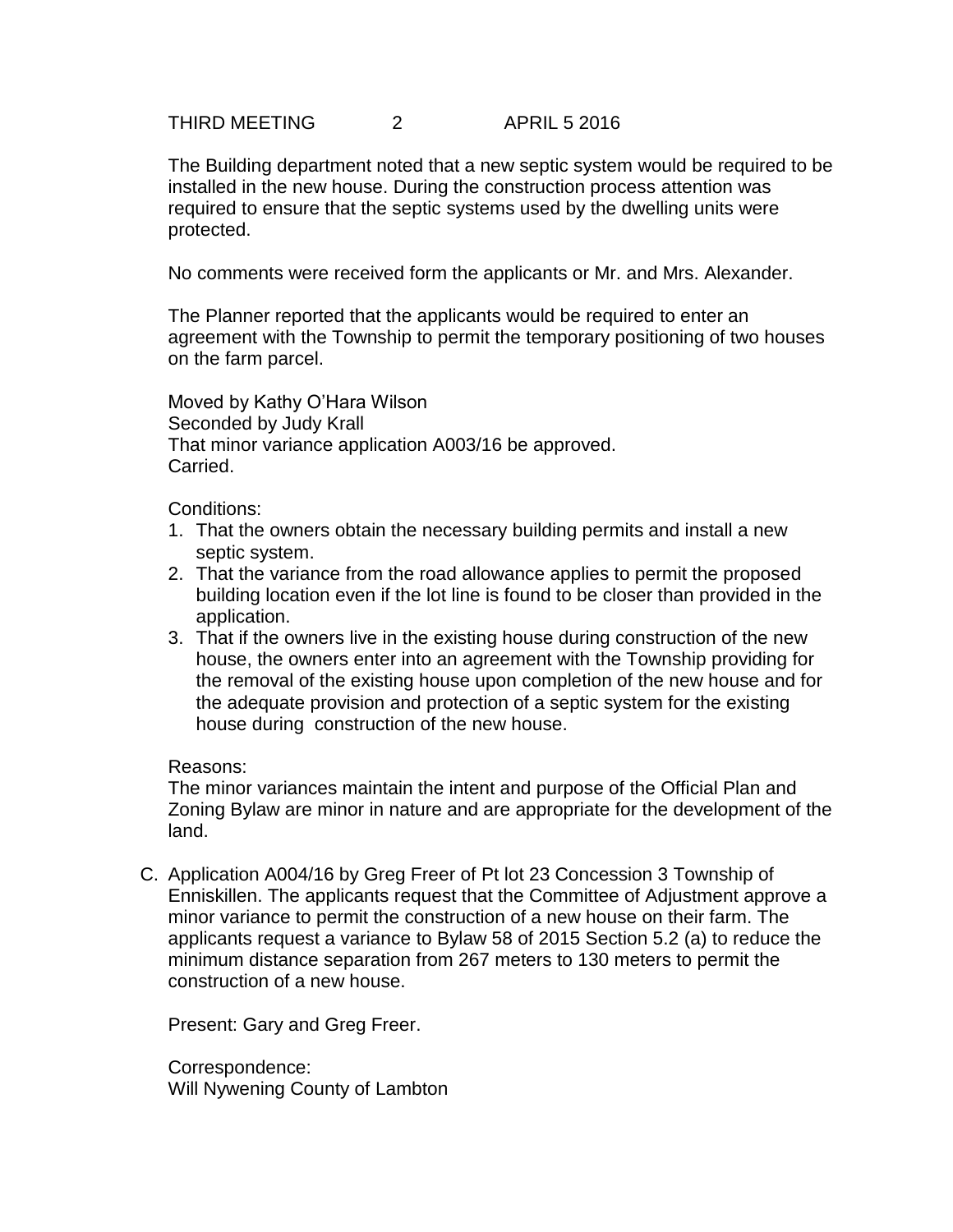The Building department noted that a new septic system would be required to be installed in the new house. During the construction process attention was required to ensure that the septic systems used by the dwelling units were protected.

No comments were received form the applicants or Mr. and Mrs. Alexander.

The Planner reported that the applicants would be required to enter an agreement with the Township to permit the temporary positioning of two houses on the farm parcel.

Moved by Kathy O'Hara Wilson
Seconded by Judy Krall
That minor variance application A003/16 be approved.
Carried.

Conditions:

1. That the owners obtain the necessary building permits and install a new septic system.
2. That the variance from the road allowance applies to permit the proposed building location even if the lot line is found to be closer than provided in the application.
3. That if the owners live in the existing house during construction of the new house, the owners enter into an agreement with the Township providing for the removal of the existing house upon completion of the new house and for the adequate provision and protection of a septic system for the existing house during construction of the new house.

Reasons:
The minor variances maintain the intent and purpose of the Official Plan and Zoning Bylaw are minor in nature and are appropriate for the development of the land.

C. Application A004/16 by Greg Freer of Pt lot 23 Concession 3 Township of Enniskillen. The applicants request that the Committee of Adjustment approve a minor variance to permit the construction of a new house on their farm. The applicants request a variance to Bylaw 58 of 2015 Section 5.2 (a) to reduce the minimum distance separation from 267 meters to 130 meters to permit the construction of a new house.

Present: Gary and Greg Freer.

Correspondence:
Will Nywening County of Lambton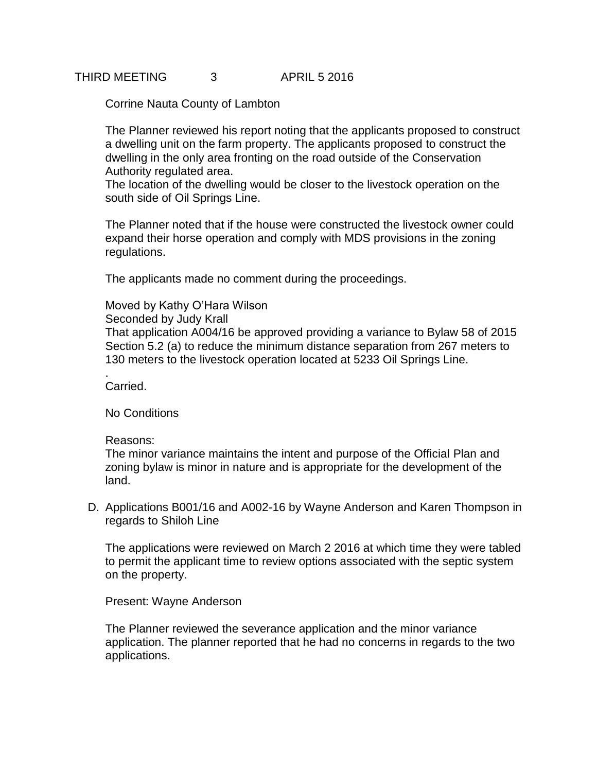Corrine Nauta County of Lambton

The Planner reviewed his report noting that the applicants proposed to construct a dwelling unit on the farm property. The applicants proposed to construct the dwelling in the only area fronting on the road outside of the Conservation Authority regulated area.

The location of the dwelling would be closer to the livestock operation on the south side of Oil Springs Line.

The Planner noted that if the house were constructed the livestock owner could expand their horse operation and comply with MDS provisions in the zoning regulations.

The applicants made no comment during the proceedings.

Moved by Kathy O'Hara Wilson
Seconded by Judy Krall
That application A004/16 be approved providing a variance to Bylaw 58 of 2015 Section 5.2 (a) to reduce the minimum distance separation from 267 meters to 130 meters to the livestock operation located at 5233 Oil Springs Line.
.
Carried.

No Conditions

Reasons:
The minor variance maintains the intent and purpose of the Official Plan and zoning bylaw is minor in nature and is appropriate for the development of the land.

D. Applications B001/16 and A002-16 by Wayne Anderson and Karen Thompson in regards to Shiloh Line

The applications were reviewed on March 2 2016 at which time they were tabled to permit the applicant time to review options associated with the septic system on the property.

Present: Wayne Anderson

The Planner reviewed the severance application and the minor variance application. The planner reported that he had no concerns in regards to the two applications.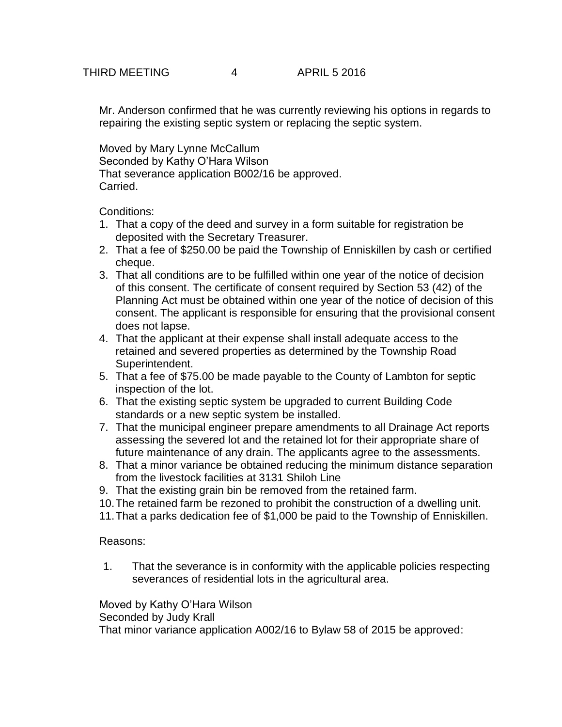Mr. Anderson confirmed that he was currently reviewing his options in regards to repairing the existing septic system or replacing the septic system.

Moved by Mary Lynne McCallum
Seconded by Kathy O'Hara Wilson
That severance application B002/16 be approved.
Carried.

Conditions:

1. That a copy of the deed and survey in a form suitable for registration be deposited with the Secretary Treasurer.
2. That a fee of $250.00 be paid the Township of Enniskillen by cash or certified cheque.
3. That all conditions are to be fulfilled within one year of the notice of decision of this consent. The certificate of consent required by Section 53 (42) of the Planning Act must be obtained within one year of the notice of decision of this consent. The applicant is responsible for ensuring that the provisional consent does not lapse.
4. That the applicant at their expense shall install adequate access to the retained and severed properties as determined by the Township Road Superintendent.
5. That a fee of $75.00 be made payable to the County of Lambton for septic inspection of the lot.
6. That the existing septic system be upgraded to current Building Code standards or a new septic system be installed.
7. That the municipal engineer prepare amendments to all Drainage Act reports assessing the severed lot and the retained lot for their appropriate share of future maintenance of any drain. The applicants agree to the assessments.
8. That a minor variance be obtained reducing the minimum distance separation from the livestock facilities at 3131 Shiloh Line
9. That the existing grain bin be removed from the retained farm.
10. The retained farm be rezoned to prohibit the construction of a dwelling unit.
11. That a parks dedication fee of $1,000 be paid to the Township of Enniskillen.

Reasons:

1. That the severance is in conformity with the applicable policies respecting severances of residential lots in the agricultural area.

Moved by Kathy O'Hara Wilson
Seconded by Judy Krall
That minor variance application A002/16 to Bylaw 58 of 2015 be approved: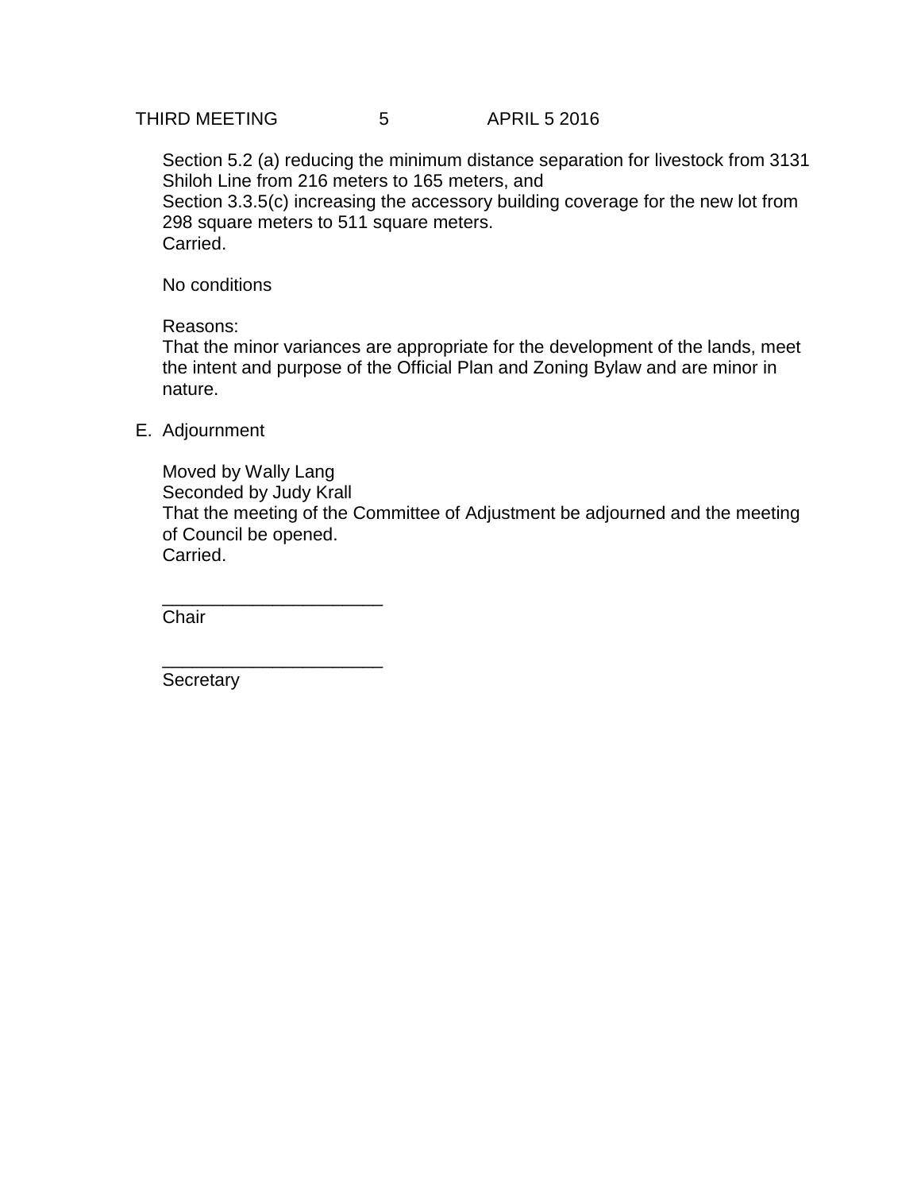Section 5.2 (a) reducing the minimum distance separation for livestock from 3131 Shiloh Line from 216 meters to 165 meters, and
Section 3.3.5(c) increasing the accessory building coverage for the new lot from 298 square meters to 511 square meters.
Carried.

No conditions

Reasons:
That the minor variances are appropriate for the development of the lands, meet the intent and purpose of the Official Plan and Zoning Bylaw and are minor in nature.

E. Adjournment

Moved by Wally Lang
Seconded by Judy Krall
That the meeting of the Committee of Adjustment be adjourned and the meeting of Council be opened.
Carried.

______________________
Chair

______________________
Secretary